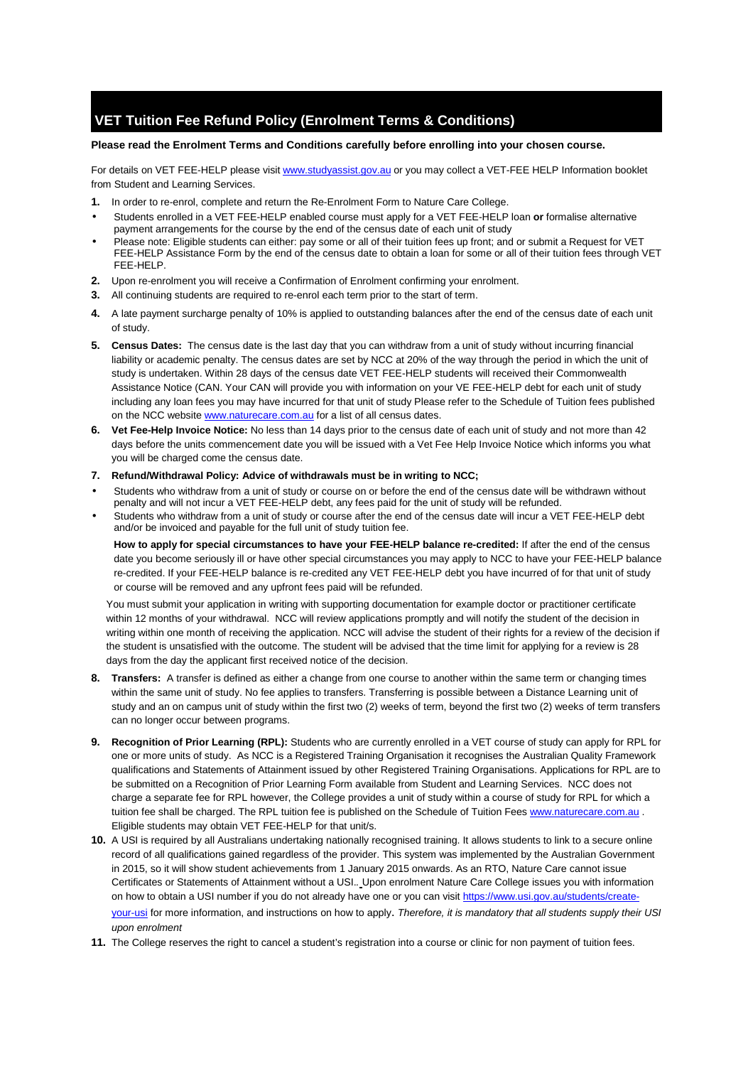# VET Tuition Fee Refund Policy (Enrolment Terms & Conditions)

**Please read the Enrolment Terms and Conditions carefully before enrolling into your chosen course.**

For details on VET FEE-HELP please visit www.studyassist.gov.au or you may collect a VET-FEE HELP Information booklet from Student and Learning Services.

**1.** In order to re-enrol, complete and return the Re-Enrolment Form to Nature Care College.

- Students enrolled in a VET FEE-HELP enabled course must apply for a VET FEE-HELP loan **or** formalise alternative payment arrangements for the course by the end of the census date of each unit of study
- Please note: Eligible students can either: pay some or all of their tuition fees up front; and or submit a Request for VET FEE-HELP Assistance Form by the end of the census date to obtain a loan for some or all of their tuition fees through VET FEE-HELP.

**2.** Upon re-enrolment you will receive a Confirmation of Enrolment confirming your enrolment.

**3.** All continuing students are required to re-enrol each term prior to the start of term.

**4.** A late payment surcharge penalty of 10% is applied to outstanding balances after the end of the census date of each unit of study.

**5.** **Census Dates:** The census date is the last day that you can withdraw from a unit of study without incurring financial liability or academic penalty. The census dates are set by NCC at 20% of the way through the period in which the unit of study is undertaken. Within 28 days of the census date VET FEE-HELP students will received their Commonwealth Assistance Notice (CAN. Your CAN will provide you with information on your VE FEE-HELP debt for each unit of study including any loan fees you may have incurred for that unit of study Please refer to the Schedule of Tuition fees published on the NCC website www.naturecare.com.au for a list of all census dates.

**6.** **Vet Fee-Help Invoice Notice:** No less than 14 days prior to the census date of each unit of study and not more than 42 days before the units commencement date you will be issued with a Vet Fee Help Invoice Notice which informs you what you will be charged come the census date.

**7.** **Refund/Withdrawal Policy: Advice of withdrawals must be in writing to NCC;**

- Students who withdraw from a unit of study or course on or before the end of the census date will be withdrawn without penalty and will not incur a VET FEE-HELP debt, any fees paid for the unit of study will be refunded.
- Students who withdraw from a unit of study or course after the end of the census date will incur a VET FEE-HELP debt and/or be invoiced and payable for the full unit of study tuition fee.

**How to apply for special circumstances to have your FEE-HELP balance re-credited:** If after the end of the census date you become seriously ill or have other special circumstances you may apply to NCC to have your FEE-HELP balance re-credited. If your FEE-HELP balance is re-credited any VET FEE-HELP debt you have incurred of for that unit of study or course will be removed and any upfront fees paid will be refunded.

You must submit your application in writing with supporting documentation for example doctor or practitioner certificate within 12 months of your withdrawal. NCC will review applications promptly and will notify the student of the decision in writing within one month of receiving the application. NCC will advise the student of their rights for a review of the decision if the student is unsatisfied with the outcome. The student will be advised that the time limit for applying for a review is 28 days from the day the applicant first received notice of the decision.

**8.** **Transfers:** A transfer is defined as either a change from one course to another within the same term or changing times within the same unit of study. No fee applies to transfers. Transferring is possible between a Distance Learning unit of study and an on campus unit of study within the first two (2) weeks of term, beyond the first two (2) weeks of term transfers can no longer occur between programs.

**9.** **Recognition of Prior Learning (RPL):** Students who are currently enrolled in a VET course of study can apply for RPL for one or more units of study. As NCC is a Registered Training Organisation it recognises the Australian Quality Framework qualifications and Statements of Attainment issued by other Registered Training Organisations. Applications for RPL are to be submitted on a Recognition of Prior Learning Form available from Student and Learning Services. NCC does not charge a separate fee for RPL however, the College provides a unit of study within a course of study for RPL for which a tuition fee shall be charged. The RPL tuition fee is published on the Schedule of Tuition Fees www.naturecare.com.au . Eligible students may obtain VET FEE-HELP for that unit/s.

**10.** A USI is required by all Australians undertaking nationally recognised training. It allows students to link to a secure online record of all qualifications gained regardless of the provider. This system was implemented by the Australian Government in 2015, so it will show student achievements from 1 January 2015 onwards. As an RTO, Nature Care cannot issue Certificates or Statements of Attainment without a USI.. Upon enrolment Nature Care College issues you with information on how to obtain a USI number if you do not already have one or you can visit https://www.usi.gov.au/students/create-your-usi for more information, and instructions on how to apply. *Therefore, it is mandatory that all students supply their USI upon enrolment*

**11.** The College reserves the right to cancel a student's registration into a course or clinic for non payment of tuition fees.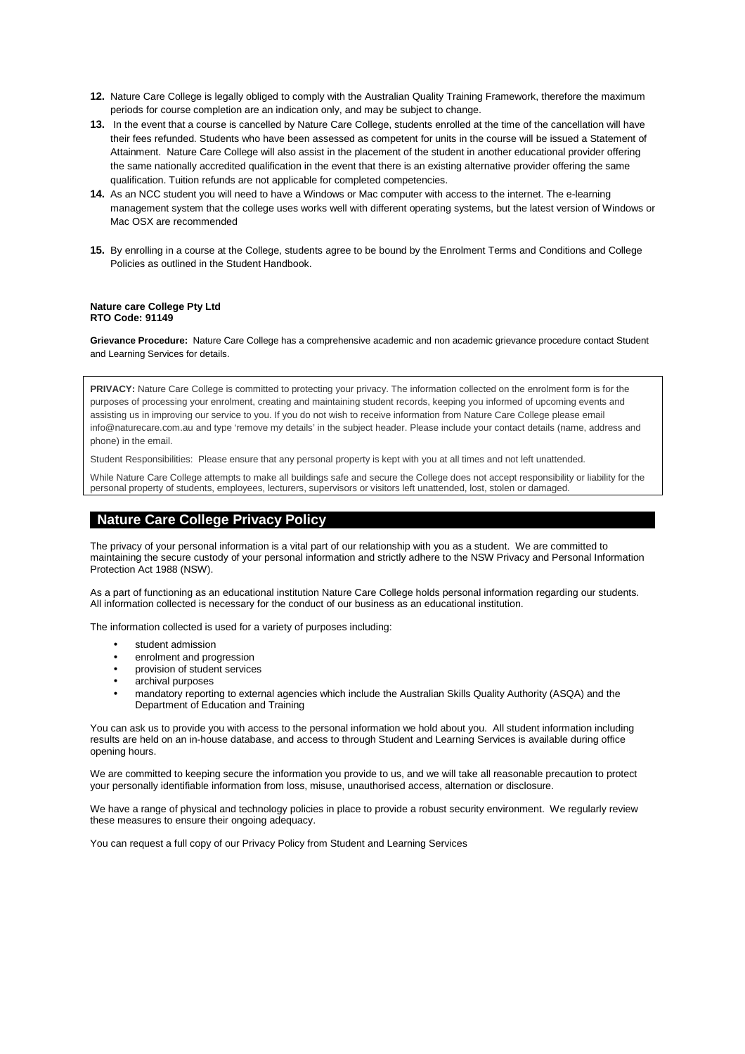12. Nature Care College is legally obliged to comply with the Australian Quality Training Framework, therefore the maximum periods for course completion are an indication only, and may be subject to change.
13. In the event that a course is cancelled by Nature Care College, students enrolled at the time of the cancellation will have their fees refunded. Students who have been assessed as competent for units in the course will be issued a Statement of Attainment. Nature Care College will also assist in the placement of the student in another educational provider offering the same nationally accredited qualification in the event that there is an existing alternative provider offering the same qualification. Tuition refunds are not applicable for completed competencies.
14. As an NCC student you will need to have a Windows or Mac computer with access to the internet. The e-learning management system that the college uses works well with different operating systems, but the latest version of Windows or Mac OSX are recommended
15. By enrolling in a course at the College, students agree to be bound by the Enrolment Terms and Conditions and College Policies as outlined in the Student Handbook.

**Nature care College Pty Ltd**
**RTO Code: 91149**

**Grievance Procedure:** Nature Care College has a comprehensive academic and non academic grievance procedure contact Student and Learning Services for details.

**PRIVACY:** Nature Care College is committed to protecting your privacy. The information collected on the enrolment form is for the purposes of processing your enrolment, creating and maintaining student records, keeping you informed of upcoming events and assisting us in improving our service to you. If you do not wish to receive information from Nature Care College please email info@naturecare.com.au and type 'remove my details' in the subject header. Please include your contact details (name, address and phone) in the email.

Student Responsibilities: Please ensure that any personal property is kept with you at all times and not left unattended.

While Nature Care College attempts to make all buildings safe and secure the College does not accept responsibility or liability for the personal property of students, employees, lecturers, supervisors or visitors left unattended, lost, stolen or damaged.

## Nature Care College Privacy Policy

The privacy of your personal information is a vital part of our relationship with you as a student. We are committed to maintaining the secure custody of your personal information and strictly adhere to the NSW Privacy and Personal Information Protection Act 1988 (NSW).

As a part of functioning as an educational institution Nature Care College holds personal information regarding our students. All information collected is necessary for the conduct of our business as an educational institution.

The information collected is used for a variety of purposes including:

- student admission
- enrolment and progression
- provision of student services
- archival purposes
- mandatory reporting to external agencies which include the Australian Skills Quality Authority (ASQA) and the Department of Education and Training

You can ask us to provide you with access to the personal information we hold about you. All student information including results are held on an in-house database, and access to through Student and Learning Services is available during office opening hours.

We are committed to keeping secure the information you provide to us, and we will take all reasonable precaution to protect your personally identifiable information from loss, misuse, unauthorised access, alternation or disclosure.

We have a range of physical and technology policies in place to provide a robust security environment. We regularly review these measures to ensure their ongoing adequacy.

You can request a full copy of our Privacy Policy from Student and Learning Services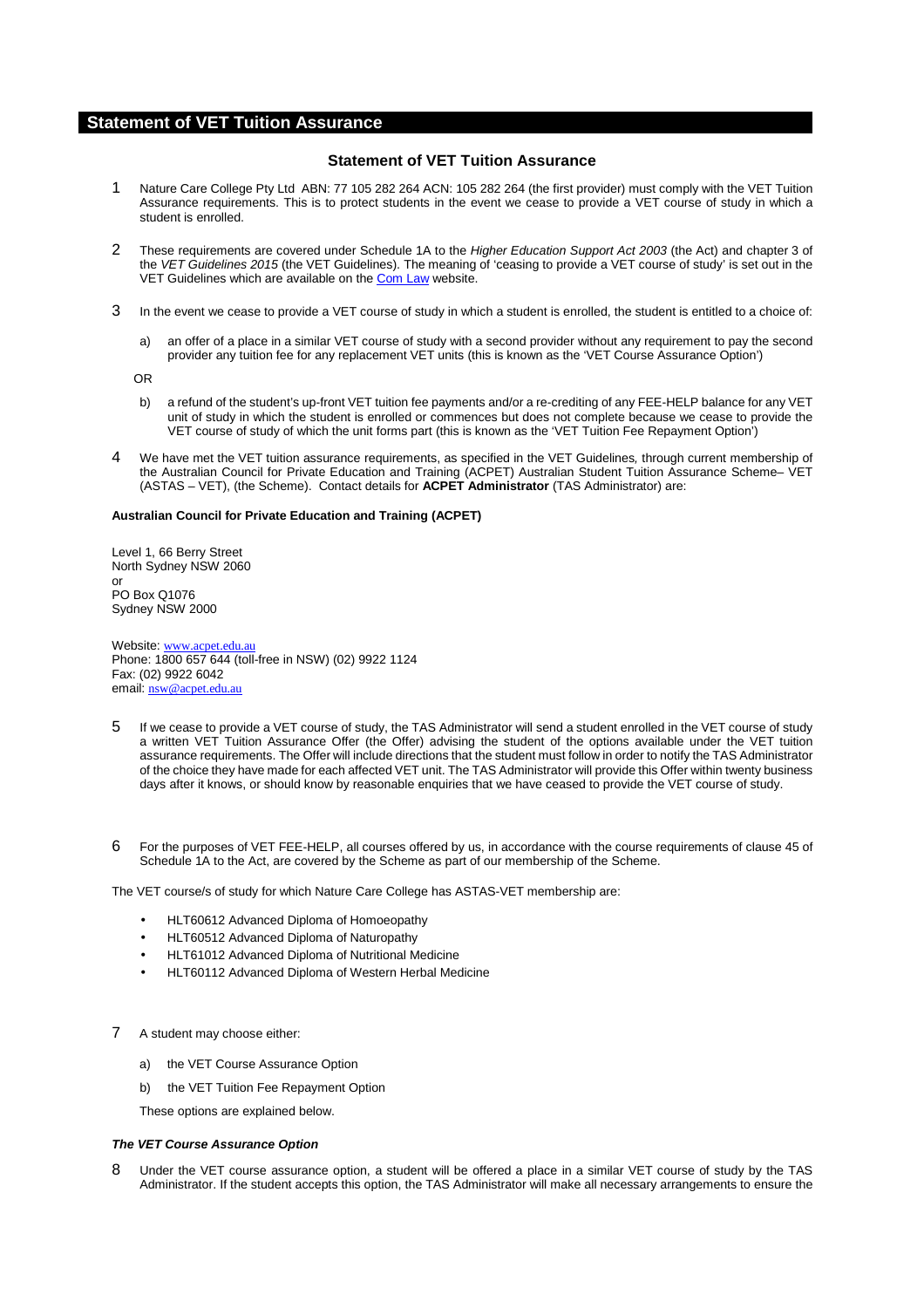## Statement of VET Tuition Assurance

### Statement of VET Tuition Assurance

1 Nature Care College Pty Ltd ABN: 77 105 282 264 ACN: 105 282 264 (the first provider) must comply with the VET Tuition Assurance requirements. This is to protect students in the event we cease to provide a VET course of study in which a student is enrolled.

2 These requirements are covered under Schedule 1A to the *Higher Education Support Act 2003* (the Act) and chapter 3 of the *VET Guidelines 2015* (the VET Guidelines). The meaning of 'ceasing to provide a VET course of study' is set out in the VET Guidelines which are available on the Com Law website.

3 In the event we cease to provide a VET course of study in which a student is enrolled, the student is entitled to a choice of:

a) an offer of a place in a similar VET course of study with a second provider without any requirement to pay the second provider any tuition fee for any replacement VET units (this is known as the 'VET Course Assurance Option')

OR

b) a refund of the student's up-front VET tuition fee payments and/or a re-crediting of any FEE-HELP balance for any VET unit of study in which the student is enrolled or commences but does not complete because we cease to provide the VET course of study of which the unit forms part (this is known as the 'VET Tuition Fee Repayment Option')

4 We have met the VET tuition assurance requirements, as specified in the VET Guidelines, through current membership of the Australian Council for Private Education and Training (ACPET) Australian Student Tuition Assurance Scheme– VET (ASTAS – VET), (the Scheme). Contact details for **ACPET Administrator** (TAS Administrator) are:

**Australian Council for Private Education and Training (ACPET)**

Level 1, 66 Berry Street
North Sydney NSW 2060
or
PO Box Q1076
Sydney NSW 2000

Website: www.acpet.edu.au
Phone: 1800 657 644 (toll-free in NSW) (02) 9922 1124
Fax: (02) 9922 6042
email: nsw@acpet.edu.au

5 If we cease to provide a VET course of study, the TAS Administrator will send a student enrolled in the VET course of study a written VET Tuition Assurance Offer (the Offer) advising the student of the options available under the VET tuition assurance requirements. The Offer will include directions that the student must follow in order to notify the TAS Administrator of the choice they have made for each affected VET unit. The TAS Administrator will provide this Offer within twenty business days after it knows, or should know by reasonable enquiries that we have ceased to provide the VET course of study.

6 For the purposes of VET FEE-HELP, all courses offered by us, in accordance with the course requirements of clause 45 of Schedule 1A to the Act, are covered by the Scheme as part of our membership of the Scheme.

The VET course/s of study for which Nature Care College has ASTAS-VET membership are:

- HLT60612 Advanced Diploma of Homoeopathy
- HLT60512 Advanced Diploma of Naturopathy
- HLT61012 Advanced Diploma of Nutritional Medicine
- HLT60112 Advanced Diploma of Western Herbal Medicine

7 A student may choose either:

a) the VET Course Assurance Option

b) the VET Tuition Fee Repayment Option

These options are explained below.

***The VET Course Assurance Option***

8 Under the VET course assurance option, a student will be offered a place in a similar VET course of study by the TAS Administrator. If the student accepts this option, the TAS Administrator will make all necessary arrangements to ensure the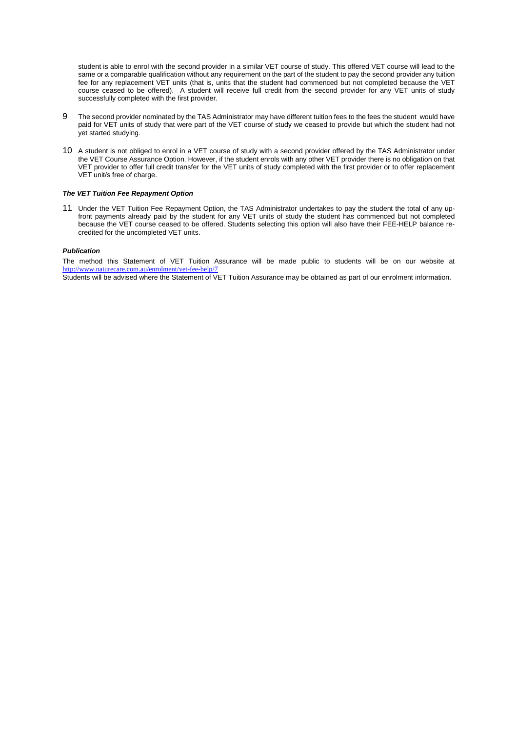student is able to enrol with the second provider in a similar VET course of study. This offered VET course will lead to the same or a comparable qualification without any requirement on the part of the student to pay the second provider any tuition fee for any replacement VET units (that is, units that the student had commenced but not completed because the VET course ceased to be offered). A student will receive full credit from the second provider for any VET units of study successfully completed with the first provider.

9 The second provider nominated by the TAS Administrator may have different tuition fees to the fees the student would have paid for VET units of study that were part of the VET course of study we ceased to provide but which the student had not yet started studying.

10 A student is not obliged to enrol in a VET course of study with a second provider offered by the TAS Administrator under the VET Course Assurance Option. However, if the student enrols with any other VET provider there is no obligation on that VET provider to offer full credit transfer for the VET units of study completed with the first provider or to offer replacement VET unit/s free of charge.

***The VET Tuition Fee Repayment Option***

11 Under the VET Tuition Fee Repayment Option, the TAS Administrator undertakes to pay the student the total of any up-front payments already paid by the student for any VET units of study the student has commenced but not completed because the VET course ceased to be offered. Students selecting this option will also have their FEE-HELP balance re-credited for the uncompleted VET units.

***Publication***

The method this Statement of VET Tuition Assurance will be made public to students will be on our website at http://www.naturecare.com.au/enrolment/vet-fee-help/7

Students will be advised where the Statement of VET Tuition Assurance may be obtained as part of our enrolment information.